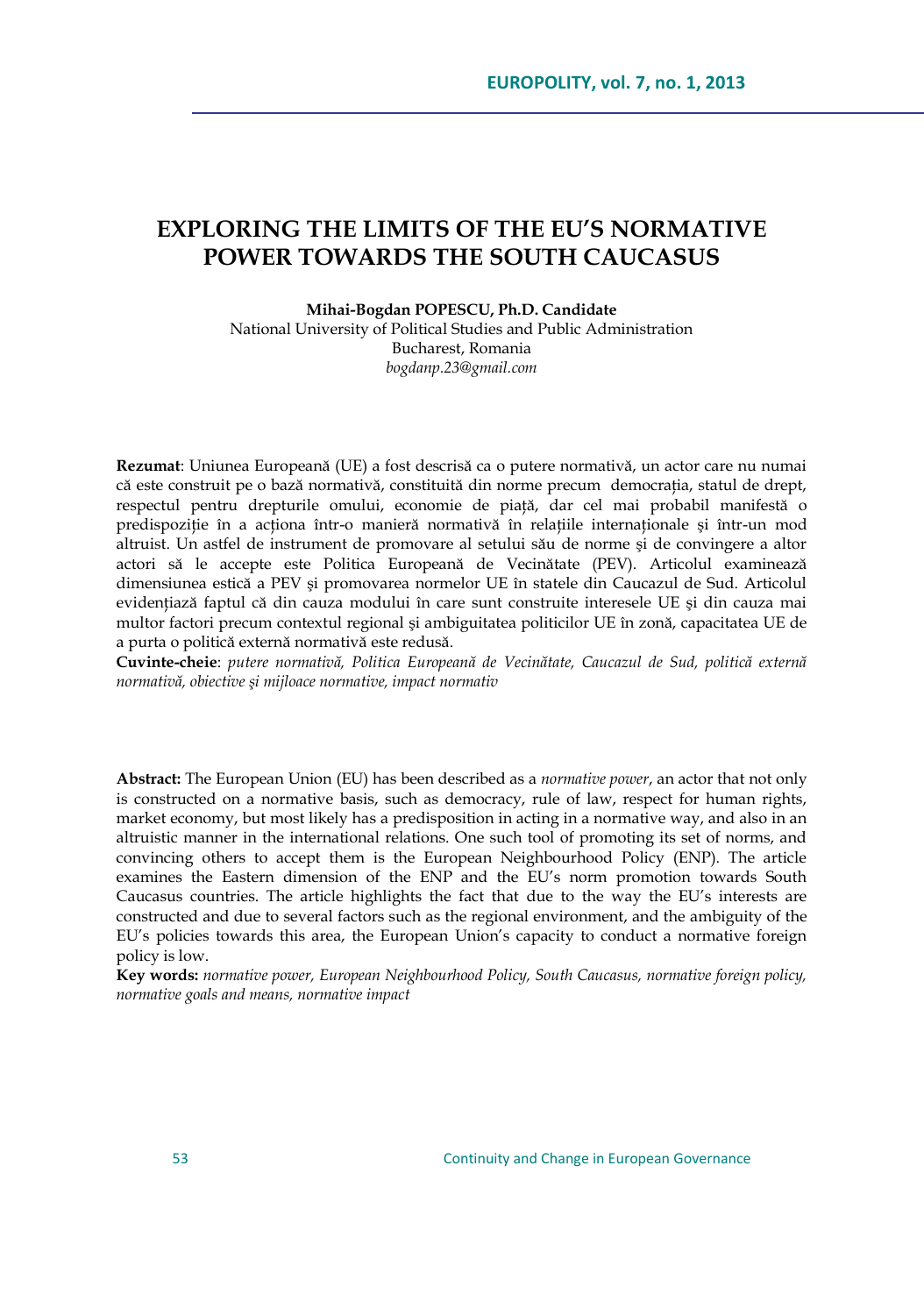# EXPLORING THE LIMITS OF THE EU'S NORMATIVE POWER TOWARDS THE SOUTH CAUCASUS

**Mihai-Bogdan POPESCU, Ph.D. Candidate**
National University of Political Studies and Public Administration
Bucharest, Romania
*bogdanp.23@gmail.com*

**Rezumat**: Uniunea Europeană (UE) a fost descrisă ca o putere normativă, un actor care nu numai că este construit pe o bază normativă, constituită din norme precum democrația, statul de drept, respectul pentru drepturile omului, economie de piață, dar cel mai probabil manifestă o predispoziție în a acționa într-o manieră normativă în relațiile internaționale și într-un mod altruist. Un astfel de instrument de promovare al setului său de norme și de convingere a altor actori să le accepte este Politica Europeană de Vecinătate (PEV). Articolul examinează dimensiunea estică a PEV și promovarea normelor UE în statele din Caucazul de Sud. Articolul evidențiază faptul că din cauza modului în care sunt construite interesele UE și din cauza mai multor factori precum contextul regional și ambiguitatea politicilor UE în zonă, capacitatea UE de a purta o politică externă normativă este redusă.

**Cuvinte-cheie**: *putere normativă, Politica Europeană de Vecinătate, Caucazul de Sud, politică externă normativă, obiective și mijloace normative, impact normativ*

**Abstract:** The European Union (EU) has been described as a *normative power*, an actor that not only is constructed on a normative basis, such as democracy, rule of law, respect for human rights, market economy, but most likely has a predisposition in acting in a normative way, and also in an altruistic manner in the international relations. One such tool of promoting its set of norms, and convincing others to accept them is the European Neighbourhood Policy (ENP). The article examines the Eastern dimension of the ENP and the EU's norm promotion towards South Caucasus countries. The article highlights the fact that due to the way the EU's interests are constructed and due to several factors such as the regional environment, and the ambiguity of the EU's policies towards this area, the European Union's capacity to conduct a normative foreign policy is low.

**Key words:** *normative power, European Neighbourhood Policy, South Caucasus, normative foreign policy, normative goals and means, normative impact*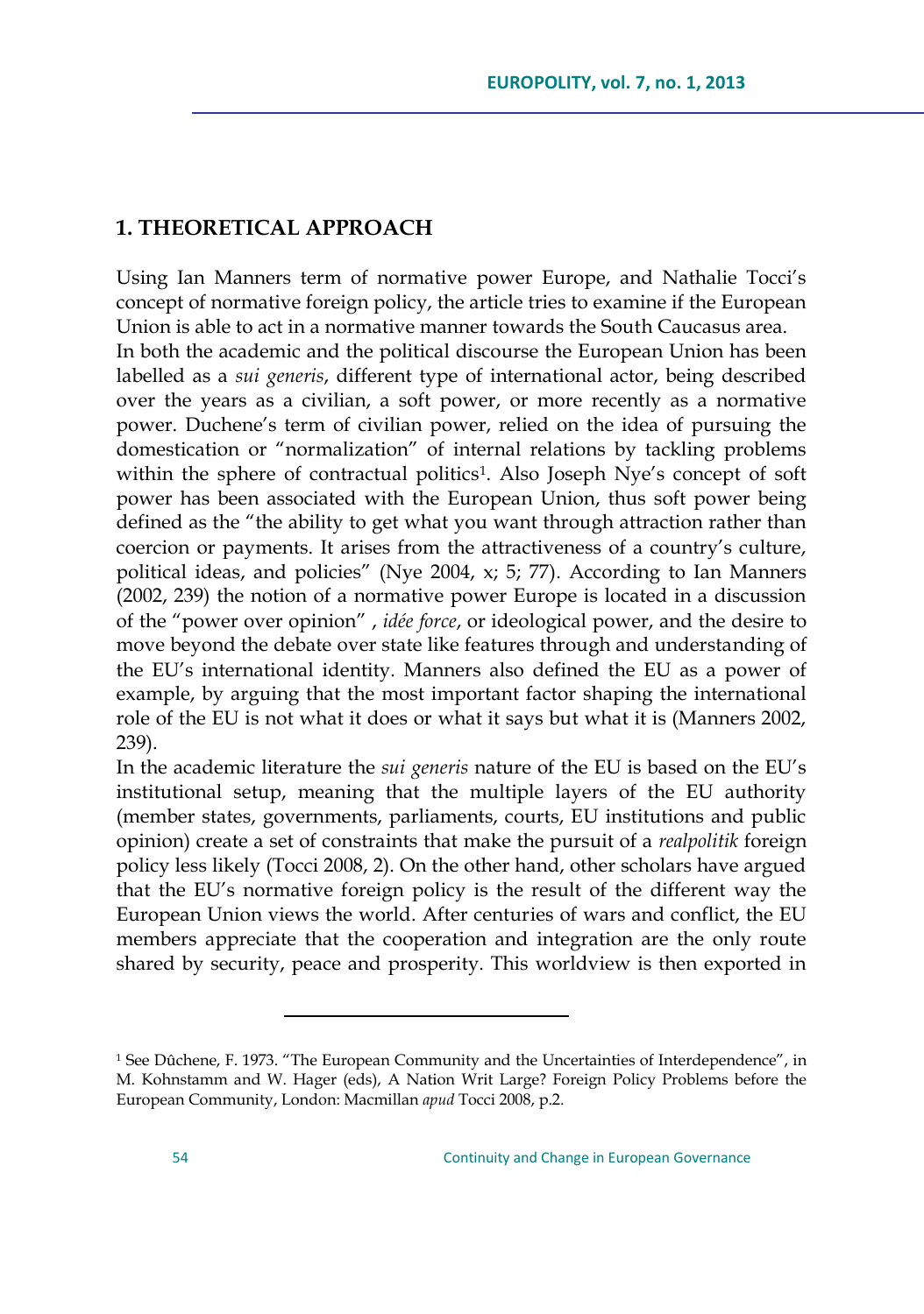## 1. THEORETICAL APPROACH

Using Ian Manners term of normative power Europe, and Nathalie Tocci's concept of normative foreign policy, the article tries to examine if the European Union is able to act in a normative manner towards the South Caucasus area.

In both the academic and the political discourse the European Union has been labelled as a *sui generis*, different type of international actor, being described over the years as a civilian, a soft power, or more recently as a normative power. Duchene's term of civilian power, relied on the idea of pursuing the domestication or "normalization" of internal relations by tackling problems within the sphere of contractual politics[1]. Also Joseph Nye's concept of soft power has been associated with the European Union, thus soft power being defined as the "the ability to get what you want through attraction rather than coercion or payments. It arises from the attractiveness of a country's culture, political ideas, and policies" (Nye 2004, x; 5; 77). According to Ian Manners (2002, 239) the notion of a normative power Europe is located in a discussion of the "power over opinion" , *idée force*, or ideological power, and the desire to move beyond the debate over state like features through and understanding of the EU's international identity. Manners also defined the EU as a power of example, by arguing that the most important factor shaping the international role of the EU is not what it does or what it says but what it is (Manners 2002, 239).

In the academic literature the *sui generis* nature of the EU is based on the EU's institutional setup, meaning that the multiple layers of the EU authority (member states, governments, parliaments, courts, EU institutions and public opinion) create a set of constraints that make the pursuit of a *realpolitik* foreign policy less likely (Tocci 2008, 2). On the other hand, other scholars have argued that the EU's normative foreign policy is the result of the different way the European Union views the world. After centuries of wars and conflict, the EU members appreciate that the cooperation and integration are the only route shared by security, peace and prosperity. This worldview is then exported in

---

[1] See Dûchene, F. 1973. "The European Community and the Uncertainties of Interdependence", in M. Kohnstamm and W. Hager (eds), A Nation Writ Large? Foreign Policy Problems before the European Community, London: Macmillan *apud* Tocci 2008, p.2.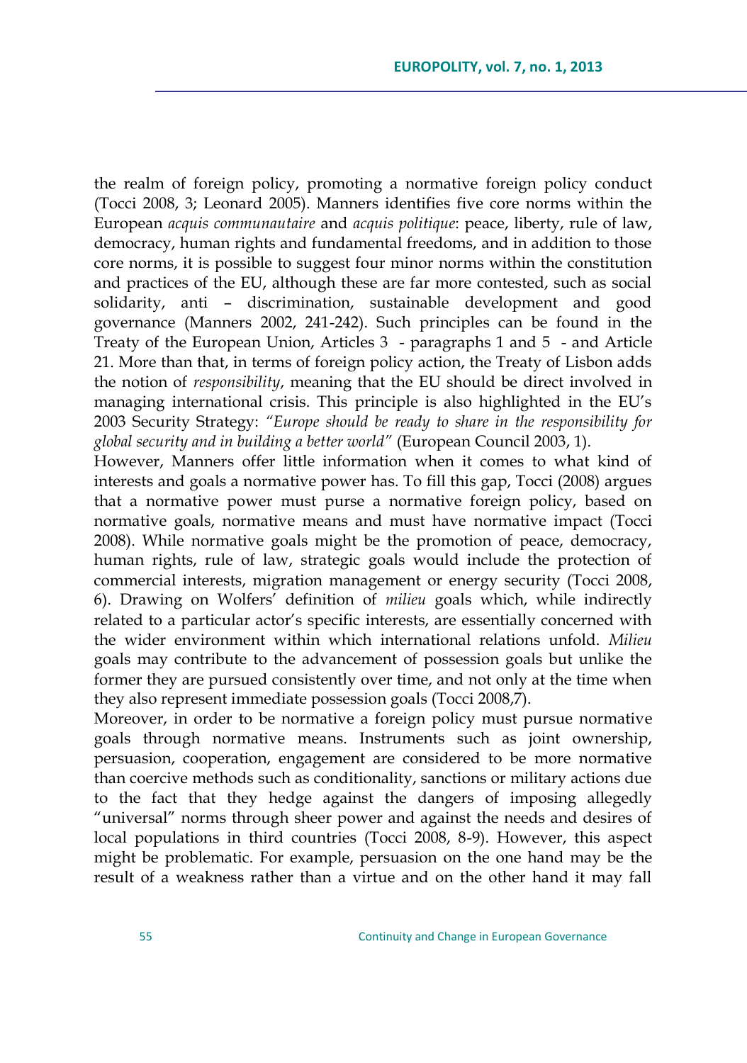the realm of foreign policy, promoting a normative foreign policy conduct (Tocci 2008, 3; Leonard 2005). Manners identifies five core norms within the European *acquis communautaire* and *acquis politique*: peace, liberty, rule of law, democracy, human rights and fundamental freedoms, and in addition to those core norms, it is possible to suggest four minor norms within the constitution and practices of the EU, although these are far more contested, such as social solidarity, anti – discrimination, sustainable development and good governance (Manners 2002, 241-242). Such principles can be found in the Treaty of the European Union, Articles 3 - paragraphs 1 and 5 - and Article 21. More than that, in terms of foreign policy action, the Treaty of Lisbon adds the notion of *responsibility*, meaning that the EU should be direct involved in managing international crisis. This principle is also highlighted in the EU's 2003 Security Strategy: *"Europe should be ready to share in the responsibility for global security and in building a better world"* (European Council 2003, 1).

However, Manners offer little information when it comes to what kind of interests and goals a normative power has. To fill this gap, Tocci (2008) argues that a normative power must purse a normative foreign policy, based on normative goals, normative means and must have normative impact (Tocci 2008). While normative goals might be the promotion of peace, democracy, human rights, rule of law, strategic goals would include the protection of commercial interests, migration management or energy security (Tocci 2008, 6). Drawing on Wolfers' definition of *milieu* goals which, while indirectly related to a particular actor's specific interests, are essentially concerned with the wider environment within which international relations unfold. *Milieu* goals may contribute to the advancement of possession goals but unlike the former they are pursued consistently over time, and not only at the time when they also represent immediate possession goals (Tocci 2008,7).

Moreover, in order to be normative a foreign policy must pursue normative goals through normative means. Instruments such as joint ownership, persuasion, cooperation, engagement are considered to be more normative than coercive methods such as conditionality, sanctions or military actions due to the fact that they hedge against the dangers of imposing allegedly "universal" norms through sheer power and against the needs and desires of local populations in third countries (Tocci 2008, 8-9). However, this aspect might be problematic. For example, persuasion on the one hand may be the result of a weakness rather than a virtue and on the other hand it may fall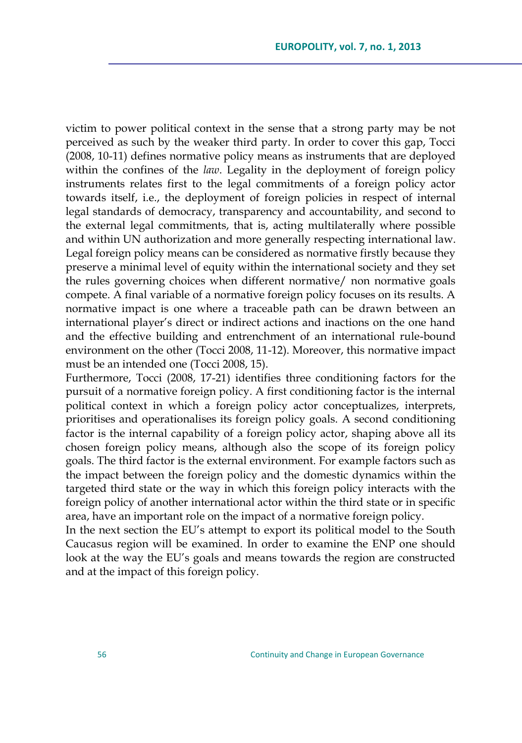victim to power political context in the sense that a strong party may be not perceived as such by the weaker third party. In order to cover this gap, Tocci (2008, 10-11) defines normative policy means as instruments that are deployed within the confines of the *law*. Legality in the deployment of foreign policy instruments relates first to the legal commitments of a foreign policy actor towards itself, i.e., the deployment of foreign policies in respect of internal legal standards of democracy, transparency and accountability, and second to the external legal commitments, that is, acting multilaterally where possible and within UN authorization and more generally respecting international law. Legal foreign policy means can be considered as normative firstly because they preserve a minimal level of equity within the international society and they set the rules governing choices when different normative/ non normative goals compete. A final variable of a normative foreign policy focuses on its results. A normative impact is one where a traceable path can be drawn between an international player's direct or indirect actions and inactions on the one hand and the effective building and entrenchment of an international rule-bound environment on the other (Tocci 2008, 11-12). Moreover, this normative impact must be an intended one (Tocci 2008, 15).

Furthermore, Tocci (2008, 17-21) identifies three conditioning factors for the pursuit of a normative foreign policy. A first conditioning factor is the internal political context in which a foreign policy actor conceptualizes, interprets, prioritises and operationalises its foreign policy goals. A second conditioning factor is the internal capability of a foreign policy actor, shaping above all its chosen foreign policy means, although also the scope of its foreign policy goals. The third factor is the external environment. For example factors such as the impact between the foreign policy and the domestic dynamics within the targeted third state or the way in which this foreign policy interacts with the foreign policy of another international actor within the third state or in specific area, have an important role on the impact of a normative foreign policy.

In the next section the EU's attempt to export its political model to the South Caucasus region will be examined. In order to examine the ENP one should look at the way the EU's goals and means towards the region are constructed and at the impact of this foreign policy.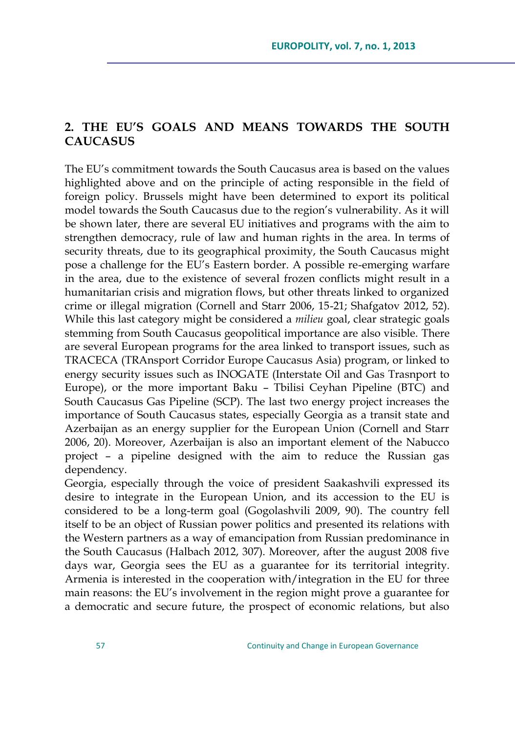## 2. THE EU'S GOALS AND MEANS TOWARDS THE SOUTH CAUCASUS

The EU's commitment towards the South Caucasus area is based on the values highlighted above and on the principle of acting responsible in the field of foreign policy. Brussels might have been determined to export its political model towards the South Caucasus due to the region's vulnerability. As it will be shown later, there are several EU initiatives and programs with the aim to strengthen democracy, rule of law and human rights in the area. In terms of security threats, due to its geographical proximity, the South Caucasus might pose a challenge for the EU's Eastern border. A possible re-emerging warfare in the area, due to the existence of several frozen conflicts might result in a humanitarian crisis and migration flows, but other threats linked to organized crime or illegal migration (Cornell and Starr 2006, 15-21; Shafgatov 2012, 52). While this last category might be considered a *milieu* goal, clear strategic goals stemming from South Caucasus geopolitical importance are also visible. There are several European programs for the area linked to transport issues, such as TRACECA (TRAnsport Corridor Europe Caucasus Asia) program, or linked to energy security issues such as INOGATE (Interstate Oil and Gas Trasnport to Europe), or the more important Baku – Tbilisi Ceyhan Pipeline (BTC) and South Caucasus Gas Pipeline (SCP). The last two energy project increases the importance of South Caucasus states, especially Georgia as a transit state and Azerbaijan as an energy supplier for the European Union (Cornell and Starr 2006, 20). Moreover, Azerbaijan is also an important element of the Nabucco project – a pipeline designed with the aim to reduce the Russian gas dependency.

Georgia, especially through the voice of president Saakashvili expressed its desire to integrate in the European Union, and its accession to the EU is considered to be a long-term goal (Gogolashvili 2009, 90). The country fell itself to be an object of Russian power politics and presented its relations with the Western partners as a way of emancipation from Russian predominance in the South Caucasus (Halbach 2012, 307). Moreover, after the august 2008 five days war, Georgia sees the EU as a guarantee for its territorial integrity. Armenia is interested in the cooperation with/integration in the EU for three main reasons: the EU's involvement in the region might prove a guarantee for a democratic and secure future, the prospect of economic relations, but also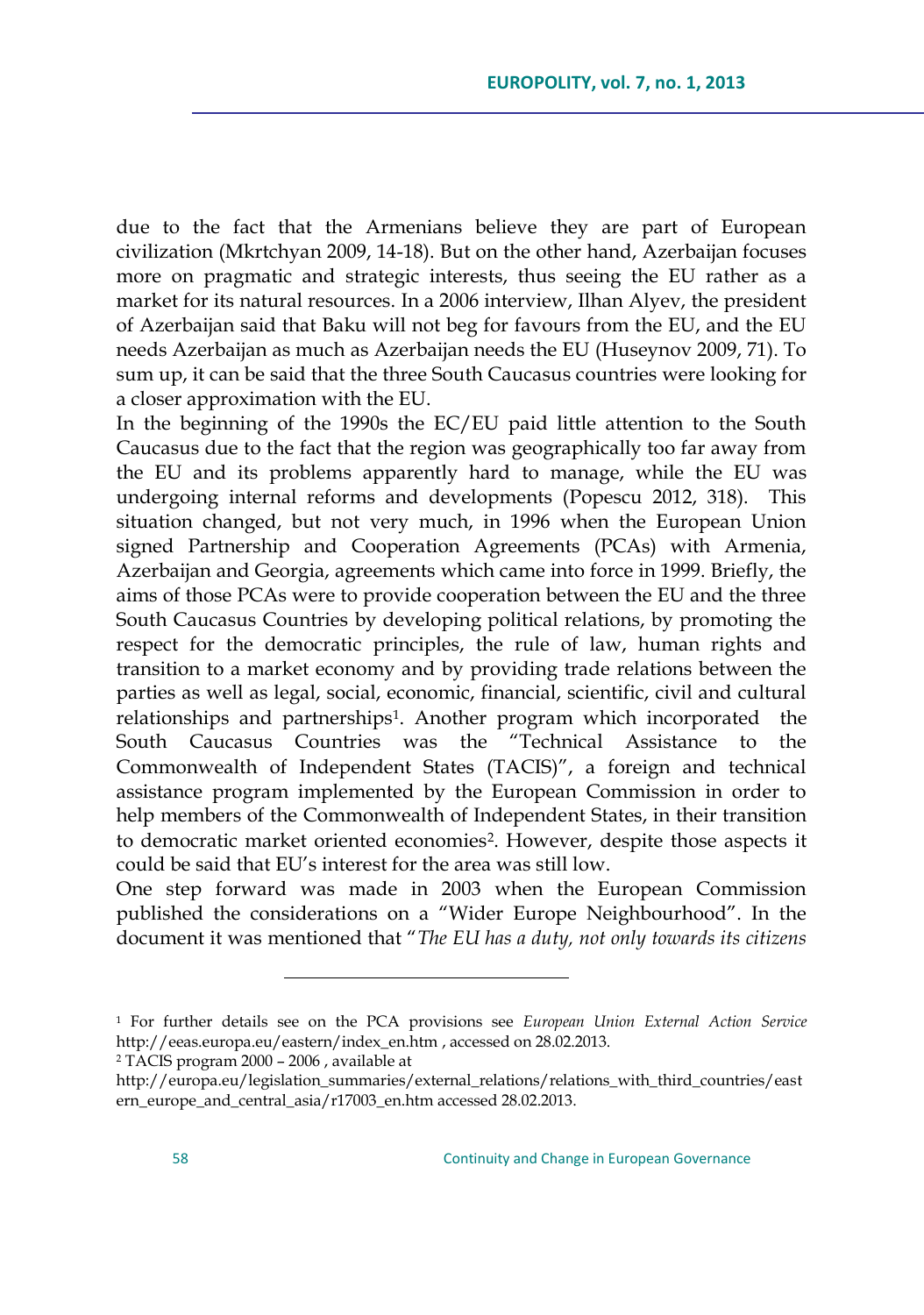due to the fact that the Armenians believe they are part of European civilization (Mkrtchyan 2009, 14-18). But on the other hand, Azerbaijan focuses more on pragmatic and strategic interests, thus seeing the EU rather as a market for its natural resources. In a 2006 interview, Ilhan Alyev, the president of Azerbaijan said that Baku will not beg for favours from the EU, and the EU needs Azerbaijan as much as Azerbaijan needs the EU (Huseynov 2009, 71). To sum up, it can be said that the three South Caucasus countries were looking for a closer approximation with the EU.

In the beginning of the 1990s the EC/EU paid little attention to the South Caucasus due to the fact that the region was geographically too far away from the EU and its problems apparently hard to manage, while the EU was undergoing internal reforms and developments (Popescu 2012, 318). This situation changed, but not very much, in 1996 when the European Union signed Partnership and Cooperation Agreements (PCAs) with Armenia, Azerbaijan and Georgia, agreements which came into force in 1999. Briefly, the aims of those PCAs were to provide cooperation between the EU and the three South Caucasus Countries by developing political relations, by promoting the respect for the democratic principles, the rule of law, human rights and transition to a market economy and by providing trade relations between the parties as well as legal, social, economic, financial, scientific, civil and cultural relationships and partnerships[1]. Another program which incorporated the South Caucasus Countries was the "Technical Assistance to the Commonwealth of Independent States (TACIS)", a foreign and technical assistance program implemented by the European Commission in order to help members of the Commonwealth of Independent States, in their transition to democratic market oriented economies[2]. However, despite those aspects it could be said that EU's interest for the area was still low.

One step forward was made in 2003 when the European Commission published the considerations on a "Wider Europe Neighbourhood". In the document it was mentioned that "*The EU has a duty, not only towards its citizens*

---

[1] For further details see on the PCA provisions see *European Union External Action Service* http://eeas.europa.eu/eastern/index_en.htm , accessed on 28.02.2013.

[2] TACIS program 2000 – 2006 , available at http://europa.eu/legislation_summaries/external_relations/relations_with_third_countries/eastern_europe_and_central_asia/r17003_en.htm accessed 28.02.2013.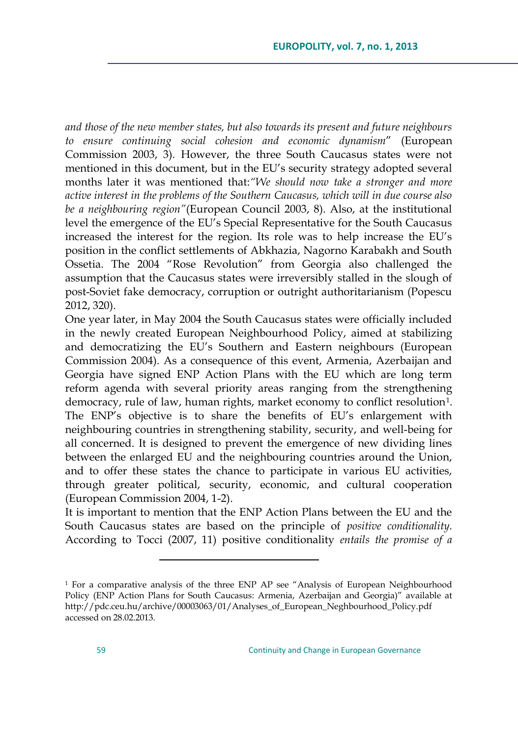*and those of the new member states, but also towards its present and future neighbours to ensure continuing social cohesion and economic dynamism*" (European Commission 2003, 3). However, the three South Caucasus states were not mentioned in this document, but in the EU's security strategy adopted several months later it was mentioned that:*"We should now take a stronger and more active interest in the problems of the Southern Caucasus, which will in due course also be a neighbouring region"*(European Council 2003, 8). Also, at the institutional level the emergence of the EU's Special Representative for the South Caucasus increased the interest for the region. Its role was to help increase the EU's position in the conflict settlements of Abkhazia, Nagorno Karabakh and South Ossetia. The 2004 "Rose Revolution" from Georgia also challenged the assumption that the Caucasus states were irreversibly stalled in the slough of post-Soviet fake democracy, corruption or outright authoritarianism (Popescu 2012, 320).

One year later, in May 2004 the South Caucasus states were officially included in the newly created European Neighbourhood Policy, aimed at stabilizing and democratizing the EU's Southern and Eastern neighbours (European Commission 2004). As a consequence of this event, Armenia, Azerbaijan and Georgia have signed ENP Action Plans with the EU which are long term reform agenda with several priority areas ranging from the strengthening democracy, rule of law, human rights, market economy to conflict resolution[1]. The ENP's objective is to share the benefits of EU's enlargement with neighbouring countries in strengthening stability, security, and well-being for all concerned. It is designed to prevent the emergence of new dividing lines between the enlarged EU and the neighbouring countries around the Union, and to offer these states the chance to participate in various EU activities, through greater political, security, economic, and cultural cooperation (European Commission 2004, 1-2).

It is important to mention that the ENP Action Plans between the EU and the South Caucasus states are based on the principle of *positive conditionality.* According to Tocci (2007, 11) positive conditionality *entails the promise of a*

---

[1] For a comparative analysis of the three ENP AP see "Analysis of European Neighbourhood Policy (ENP Action Plans for South Caucasus: Armenia, Azerbaijan and Georgia)" available at http://pdc.ceu.hu/archive/00003063/01/Analyses_of_European_Neghbourhood_Policy.pdf accessed on 28.02.2013.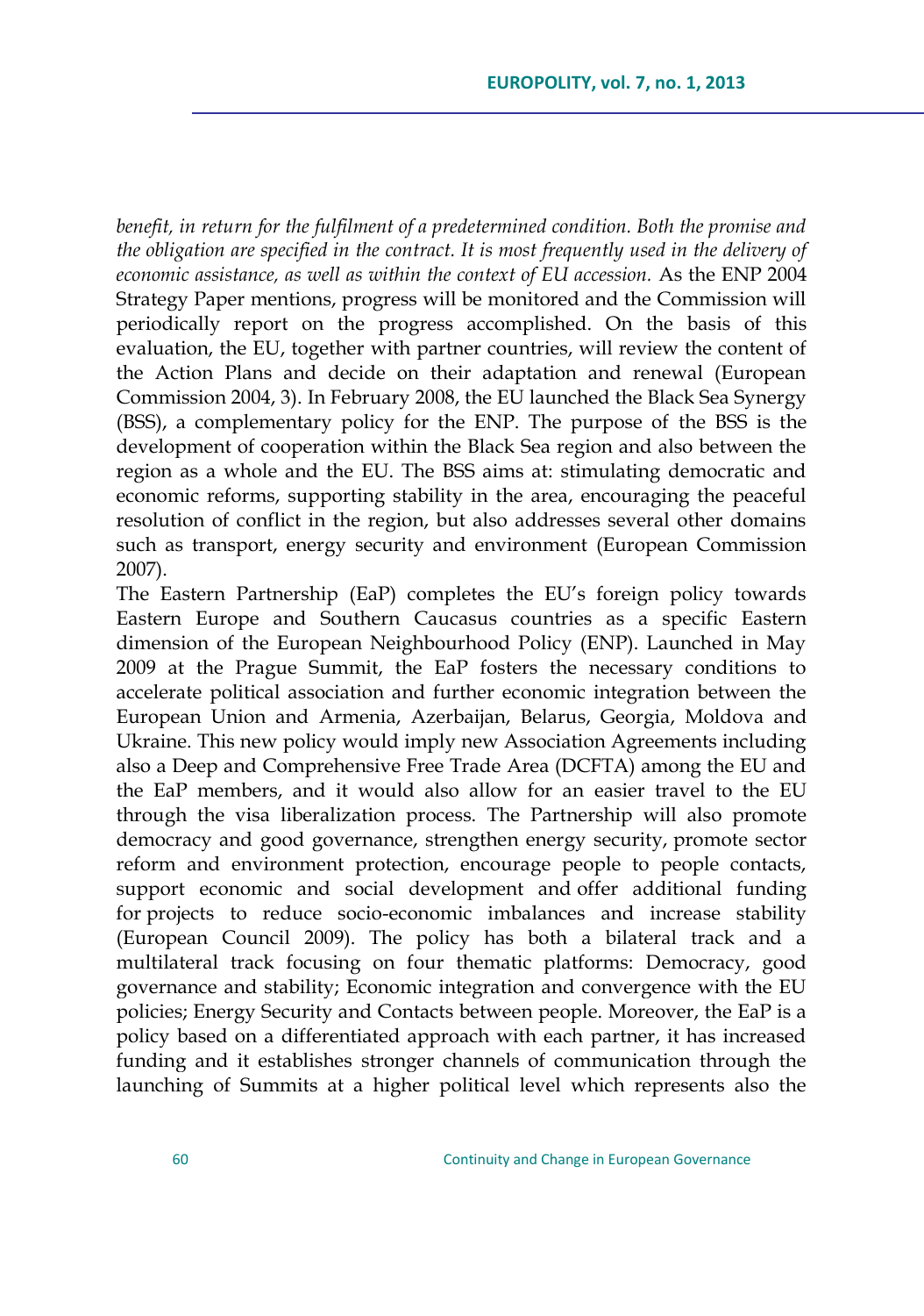*benefit, in return for the fulfilment of a predetermined condition. Both the promise and the obligation are specified in the contract. It is most frequently used in the delivery of economic assistance, as well as within the context of EU accession.* As the ENP 2004 Strategy Paper mentions, progress will be monitored and the Commission will periodically report on the progress accomplished. On the basis of this evaluation, the EU, together with partner countries, will review the content of the Action Plans and decide on their adaptation and renewal (European Commission 2004, 3). In February 2008, the EU launched the Black Sea Synergy (BSS), a complementary policy for the ENP. The purpose of the BSS is the development of cooperation within the Black Sea region and also between the region as a whole and the EU. The BSS aims at: stimulating democratic and economic reforms, supporting stability in the area, encouraging the peaceful resolution of conflict in the region, but also addresses several other domains such as transport, energy security and environment (European Commission 2007).

The Eastern Partnership (EaP) completes the EU's foreign policy towards Eastern Europe and Southern Caucasus countries as a specific Eastern dimension of the European Neighbourhood Policy (ENP). Launched in May 2009 at the Prague Summit, the EaP fosters the necessary conditions to accelerate political association and further economic integration between the European Union and Armenia, Azerbaijan, Belarus, Georgia, Moldova and Ukraine. This new policy would imply new Association Agreements including also a Deep and Comprehensive Free Trade Area (DCFTA) among the EU and the EaP members, and it would also allow for an easier travel to the EU through the visa liberalization process. The Partnership will also promote democracy and good governance, strengthen energy security, promote sector reform and environment protection, encourage people to people contacts, support economic and social development and offer additional funding for projects to reduce socio-economic imbalances and increase stability (European Council 2009). The policy has both a bilateral track and a multilateral track focusing on four thematic platforms: Democracy, good governance and stability; Economic integration and convergence with the EU policies; Energy Security and Contacts between people. Moreover, the EaP is a policy based on a differentiated approach with each partner, it has increased funding and it establishes stronger channels of communication through the launching of Summits at a higher political level which represents also the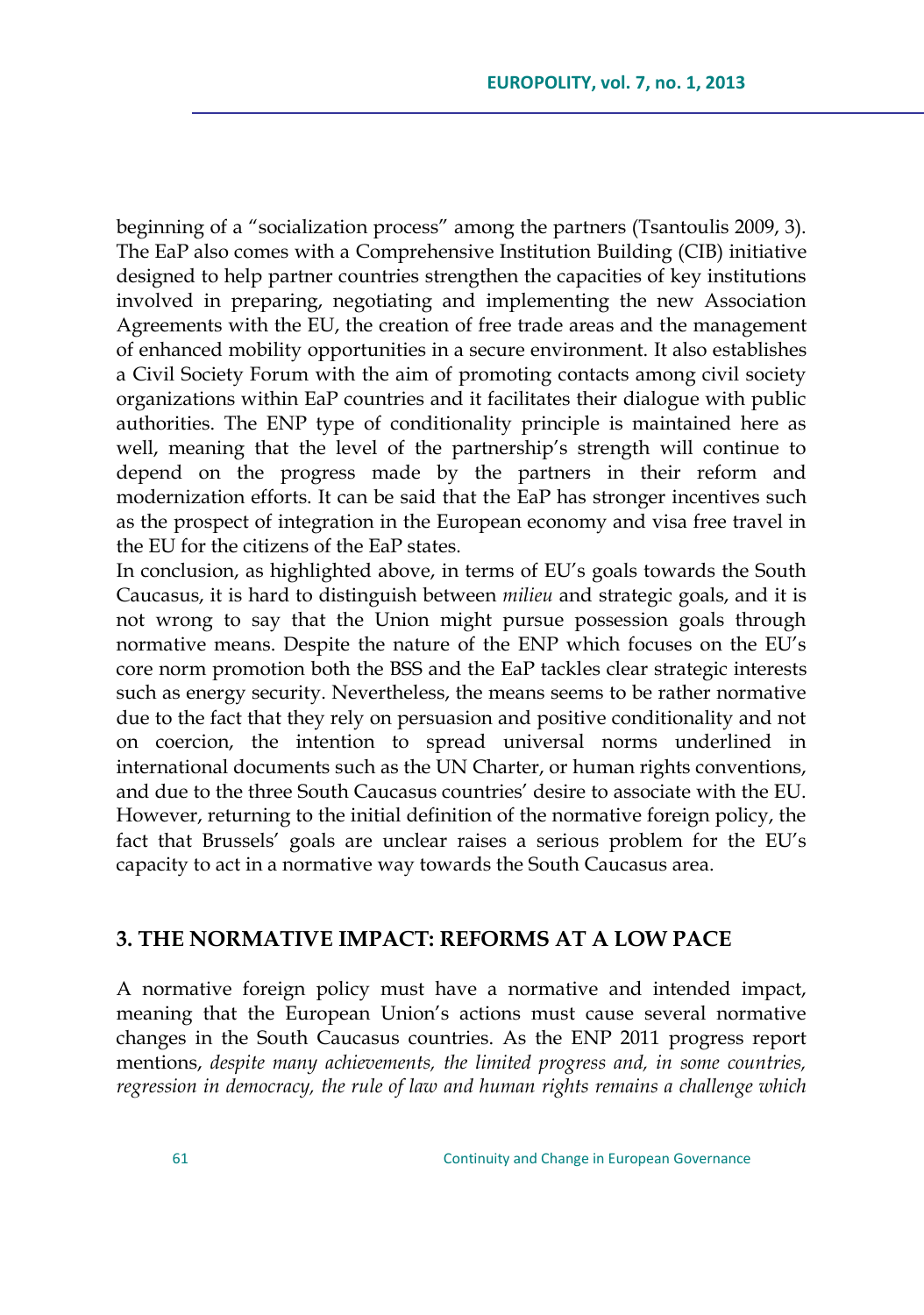beginning of a "socialization process" among the partners (Tsantoulis 2009, 3). The EaP also comes with a Comprehensive Institution Building (CIB) initiative designed to help partner countries strengthen the capacities of key institutions involved in preparing, negotiating and implementing the new Association Agreements with the EU, the creation of free trade areas and the management of enhanced mobility opportunities in a secure environment. It also establishes a Civil Society Forum with the aim of promoting contacts among civil society organizations within EaP countries and it facilitates their dialogue with public authorities. The ENP type of conditionality principle is maintained here as well, meaning that the level of the partnership's strength will continue to depend on the progress made by the partners in their reform and modernization efforts. It can be said that the EaP has stronger incentives such as the prospect of integration in the European economy and visa free travel in the EU for the citizens of the EaP states.

In conclusion, as highlighted above, in terms of EU's goals towards the South Caucasus, it is hard to distinguish between *milieu* and strategic goals, and it is not wrong to say that the Union might pursue possession goals through normative means. Despite the nature of the ENP which focuses on the EU's core norm promotion both the BSS and the EaP tackles clear strategic interests such as energy security. Nevertheless, the means seems to be rather normative due to the fact that they rely on persuasion and positive conditionality and not on coercion, the intention to spread universal norms underlined in international documents such as the UN Charter, or human rights conventions, and due to the three South Caucasus countries' desire to associate with the EU. However, returning to the initial definition of the normative foreign policy, the fact that Brussels' goals are unclear raises a serious problem for the EU's capacity to act in a normative way towards the South Caucasus area.

## 3. THE NORMATIVE IMPACT: REFORMS AT A LOW PACE

A normative foreign policy must have a normative and intended impact, meaning that the European Union's actions must cause several normative changes in the South Caucasus countries. As the ENP 2011 progress report mentions, *despite many achievements, the limited progress and, in some countries, regression in democracy, the rule of law and human rights remains a challenge which*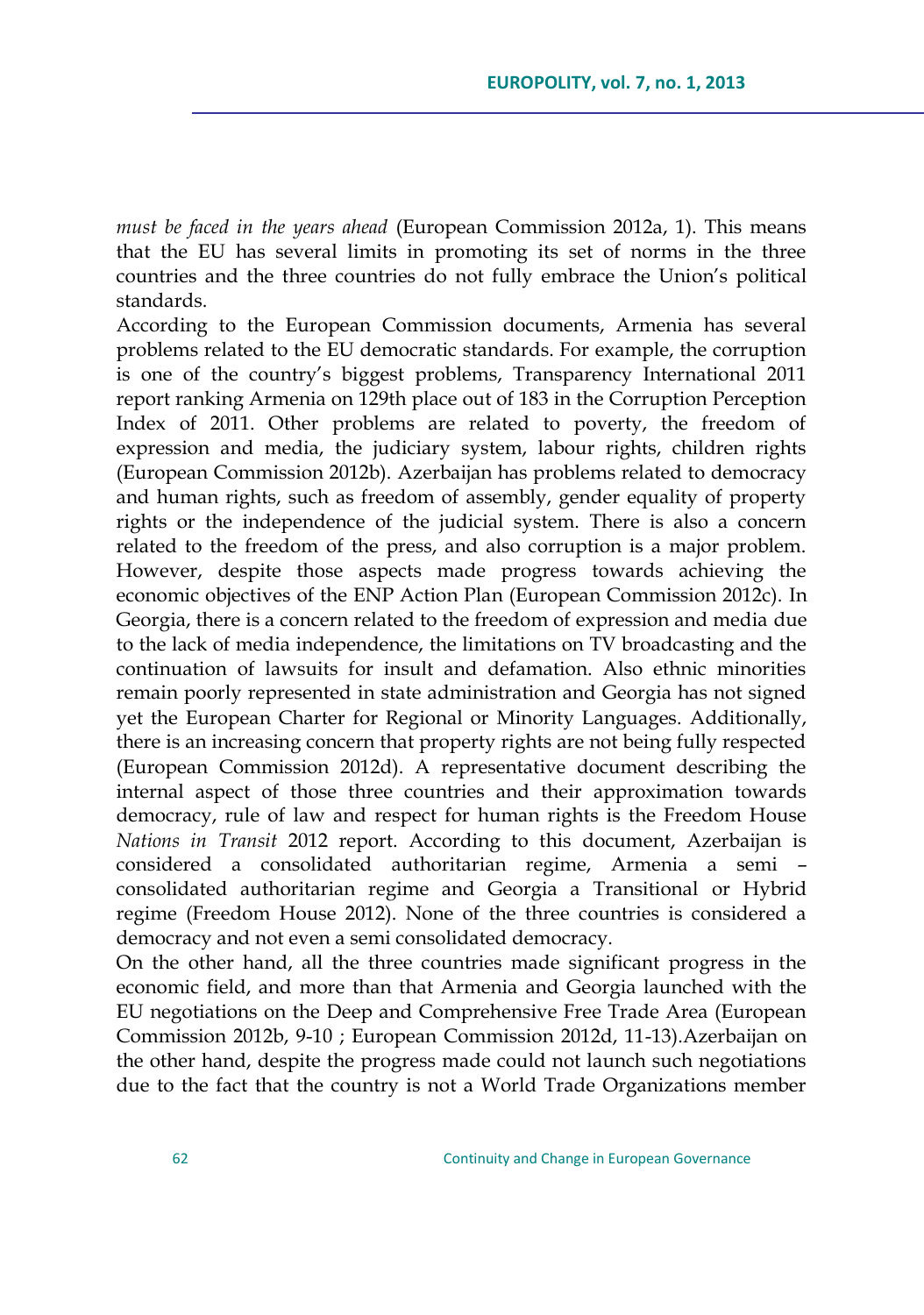*must be faced in the years ahead* (European Commission 2012a, 1). This means that the EU has several limits in promoting its set of norms in the three countries and the three countries do not fully embrace the Union's political standards.

According to the European Commission documents, Armenia has several problems related to the EU democratic standards. For example, the corruption is one of the country's biggest problems, Transparency International 2011 report ranking Armenia on 129th place out of 183 in the Corruption Perception Index of 2011. Other problems are related to poverty, the freedom of expression and media, the judiciary system, labour rights, children rights (European Commission 2012b). Azerbaijan has problems related to democracy and human rights, such as freedom of assembly, gender equality of property rights or the independence of the judicial system. There is also a concern related to the freedom of the press, and also corruption is a major problem. However, despite those aspects made progress towards achieving the economic objectives of the ENP Action Plan (European Commission 2012c). In Georgia, there is a concern related to the freedom of expression and media due to the lack of media independence, the limitations on TV broadcasting and the continuation of lawsuits for insult and defamation. Also ethnic minorities remain poorly represented in state administration and Georgia has not signed yet the European Charter for Regional or Minority Languages. Additionally, there is an increasing concern that property rights are not being fully respected (European Commission 2012d). A representative document describing the internal aspect of those three countries and their approximation towards democracy, rule of law and respect for human rights is the Freedom House *Nations in Transit* 2012 report. According to this document, Azerbaijan is considered a consolidated authoritarian regime, Armenia a semi – consolidated authoritarian regime and Georgia a Transitional or Hybrid regime (Freedom House 2012). None of the three countries is considered a democracy and not even a semi consolidated democracy.

On the other hand, all the three countries made significant progress in the economic field, and more than that Armenia and Georgia launched with the EU negotiations on the Deep and Comprehensive Free Trade Area (European Commission 2012b, 9-10 ; European Commission 2012d, 11-13).Azerbaijan on the other hand, despite the progress made could not launch such negotiations due to the fact that the country is not a World Trade Organizations member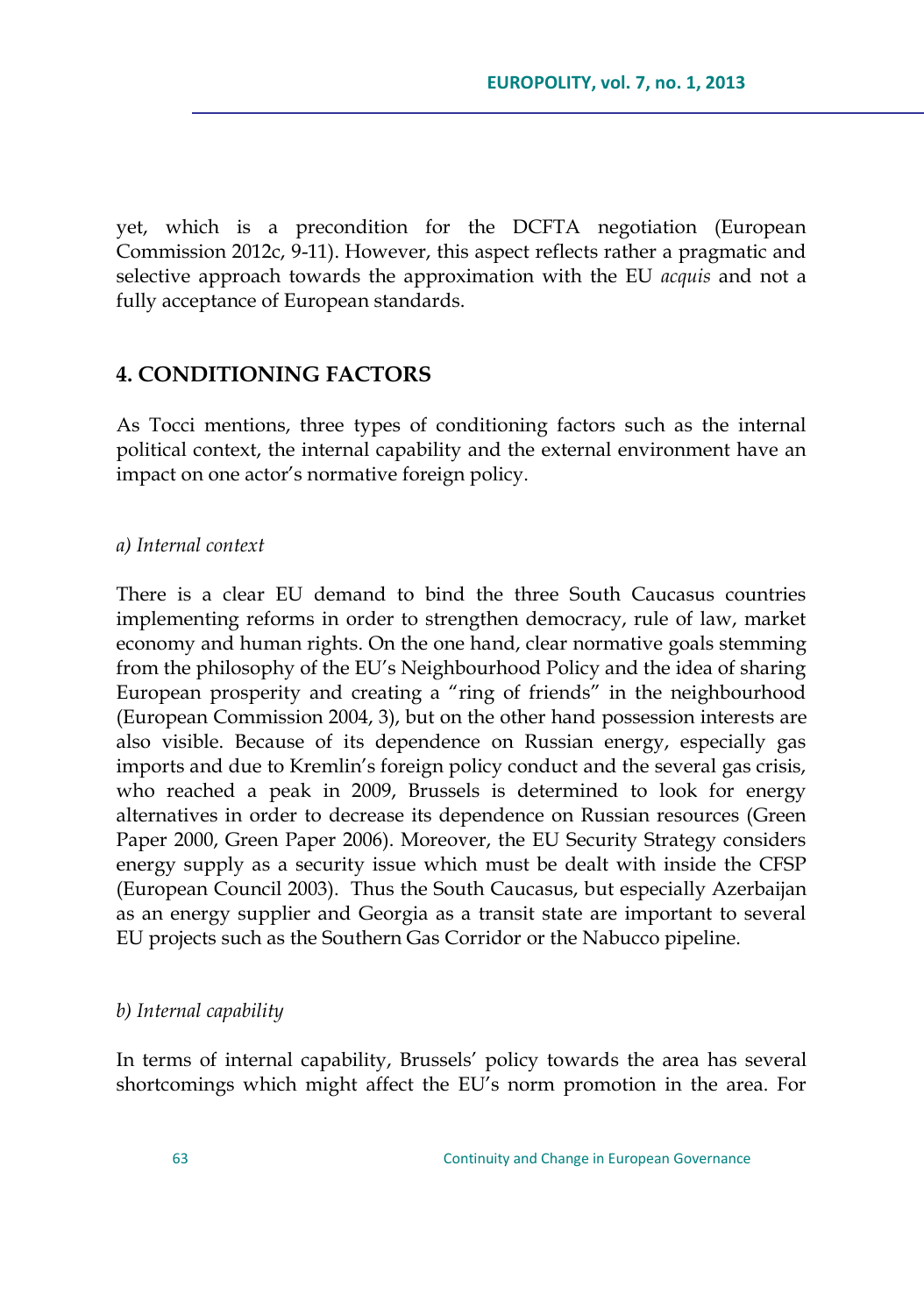yet, which is a precondition for the DCFTA negotiation (European Commission 2012c, 9-11). However, this aspect reflects rather a pragmatic and selective approach towards the approximation with the EU *acquis* and not a fully acceptance of European standards.

## 4. CONDITIONING FACTORS

As Tocci mentions, three types of conditioning factors such as the internal political context, the internal capability and the external environment have an impact on one actor's normative foreign policy.

### *a) Internal context*

There is a clear EU demand to bind the three South Caucasus countries implementing reforms in order to strengthen democracy, rule of law, market economy and human rights. On the one hand, clear normative goals stemming from the philosophy of the EU's Neighbourhood Policy and the idea of sharing European prosperity and creating a "ring of friends" in the neighbourhood (European Commission 2004, 3), but on the other hand possession interests are also visible. Because of its dependence on Russian energy, especially gas imports and due to Kremlin's foreign policy conduct and the several gas crisis, who reached a peak in 2009, Brussels is determined to look for energy alternatives in order to decrease its dependence on Russian resources (Green Paper 2000, Green Paper 2006). Moreover, the EU Security Strategy considers energy supply as a security issue which must be dealt with inside the CFSP (European Council 2003). Thus the South Caucasus, but especially Azerbaijan as an energy supplier and Georgia as a transit state are important to several EU projects such as the Southern Gas Corridor or the Nabucco pipeline.

### *b) Internal capability*

In terms of internal capability, Brussels' policy towards the area has several shortcomings which might affect the EU's norm promotion in the area. For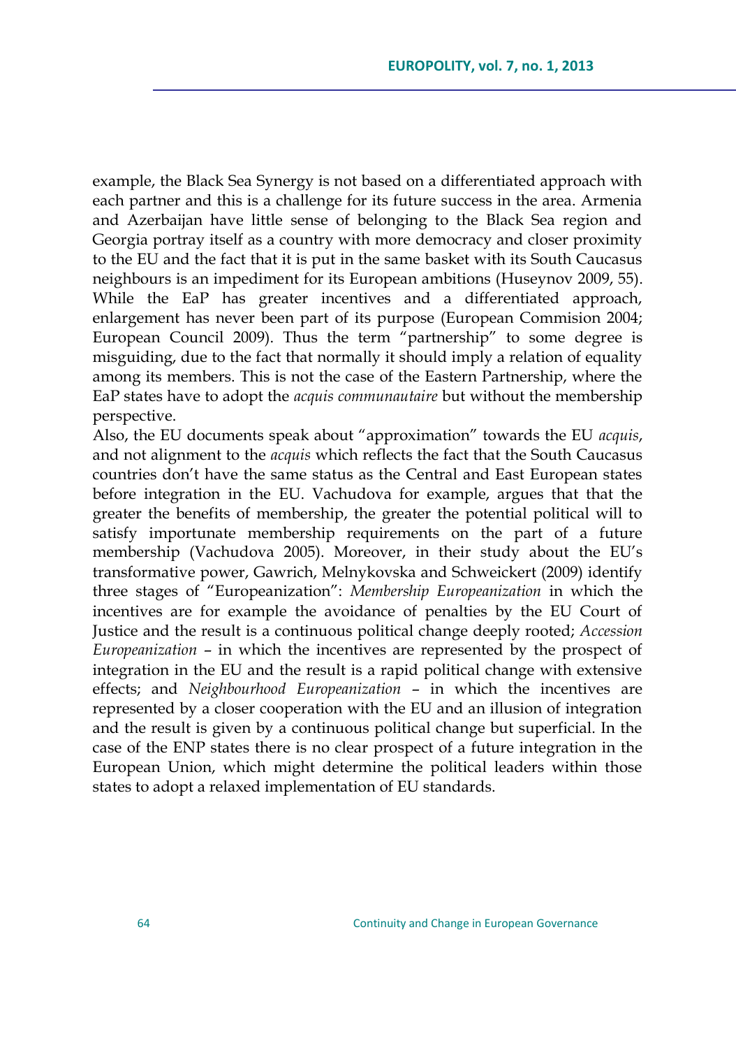example, the Black Sea Synergy is not based on a differentiated approach with each partner and this is a challenge for its future success in the area. Armenia and Azerbaijan have little sense of belonging to the Black Sea region and Georgia portray itself as a country with more democracy and closer proximity to the EU and the fact that it is put in the same basket with its South Caucasus neighbours is an impediment for its European ambitions (Huseynov 2009, 55). While the EaP has greater incentives and a differentiated approach, enlargement has never been part of its purpose (European Commision 2004; European Council 2009). Thus the term "partnership" to some degree is misguiding, due to the fact that normally it should imply a relation of equality among its members. This is not the case of the Eastern Partnership, where the EaP states have to adopt the *acquis communautaire* but without the membership perspective.

Also, the EU documents speak about "approximation" towards the EU *acquis*, and not alignment to the *acquis* which reflects the fact that the South Caucasus countries don't have the same status as the Central and East European states before integration in the EU. Vachudova for example, argues that that the greater the benefits of membership, the greater the potential political will to satisfy importunate membership requirements on the part of a future membership (Vachudova 2005). Moreover, in their study about the EU's transformative power, Gawrich, Melnykovska and Schweickert (2009) identify three stages of "Europeanization": *Membership Europeanization* in which the incentives are for example the avoidance of penalties by the EU Court of Justice and the result is a continuous political change deeply rooted; *Accession Europeanization* – in which the incentives are represented by the prospect of integration in the EU and the result is a rapid political change with extensive effects; and *Neighbourhood Europeanization* – in which the incentives are represented by a closer cooperation with the EU and an illusion of integration and the result is given by a continuous political change but superficial. In the case of the ENP states there is no clear prospect of a future integration in the European Union, which might determine the political leaders within those states to adopt a relaxed implementation of EU standards.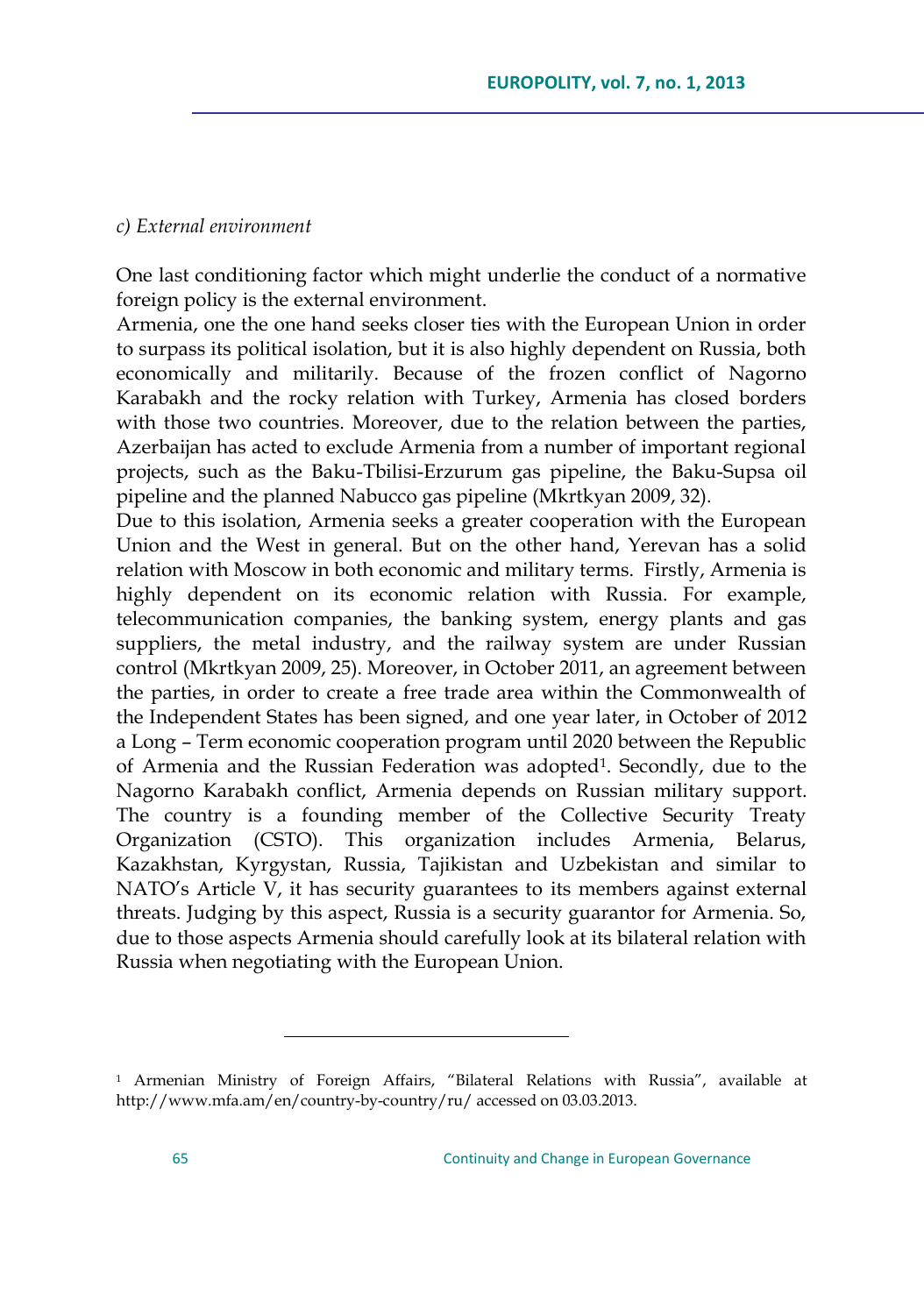*c) External environment*

One last conditioning factor which might underlie the conduct of a normative foreign policy is the external environment.

Armenia, one the one hand seeks closer ties with the European Union in order to surpass its political isolation, but it is also highly dependent on Russia, both economically and militarily. Because of the frozen conflict of Nagorno Karabakh and the rocky relation with Turkey, Armenia has closed borders with those two countries. Moreover, due to the relation between the parties, Azerbaijan has acted to exclude Armenia from a number of important regional projects, such as the Baku-Tbilisi-Erzurum gas pipeline, the Baku-Supsa oil pipeline and the planned Nabucco gas pipeline (Mkrtkyan 2009, 32).

Due to this isolation, Armenia seeks a greater cooperation with the European Union and the West in general. But on the other hand, Yerevan has a solid relation with Moscow in both economic and military terms. Firstly, Armenia is highly dependent on its economic relation with Russia. For example, telecommunication companies, the banking system, energy plants and gas suppliers, the metal industry, and the railway system are under Russian control (Mkrtkyan 2009, 25). Moreover, in October 2011, an agreement between the parties, in order to create a free trade area within the Commonwealth of the Independent States has been signed, and one year later, in October of 2012 a Long – Term economic cooperation program until 2020 between the Republic of Armenia and the Russian Federation was adopted[1]. Secondly, due to the Nagorno Karabakh conflict, Armenia depends on Russian military support. The country is a founding member of the Collective Security Treaty Organization (CSTO). This organization includes Armenia, Belarus, Kazakhstan, Kyrgystan, Russia, Tajikistan and Uzbekistan and similar to NATO's Article V, it has security guarantees to its members against external threats. Judging by this aspect, Russia is a security guarantor for Armenia. So, due to those aspects Armenia should carefully look at its bilateral relation with Russia when negotiating with the European Union.

---

[1] Armenian Ministry of Foreign Affairs, "Bilateral Relations with Russia", available at http://www.mfa.am/en/country-by-country/ru/ accessed on 03.03.2013.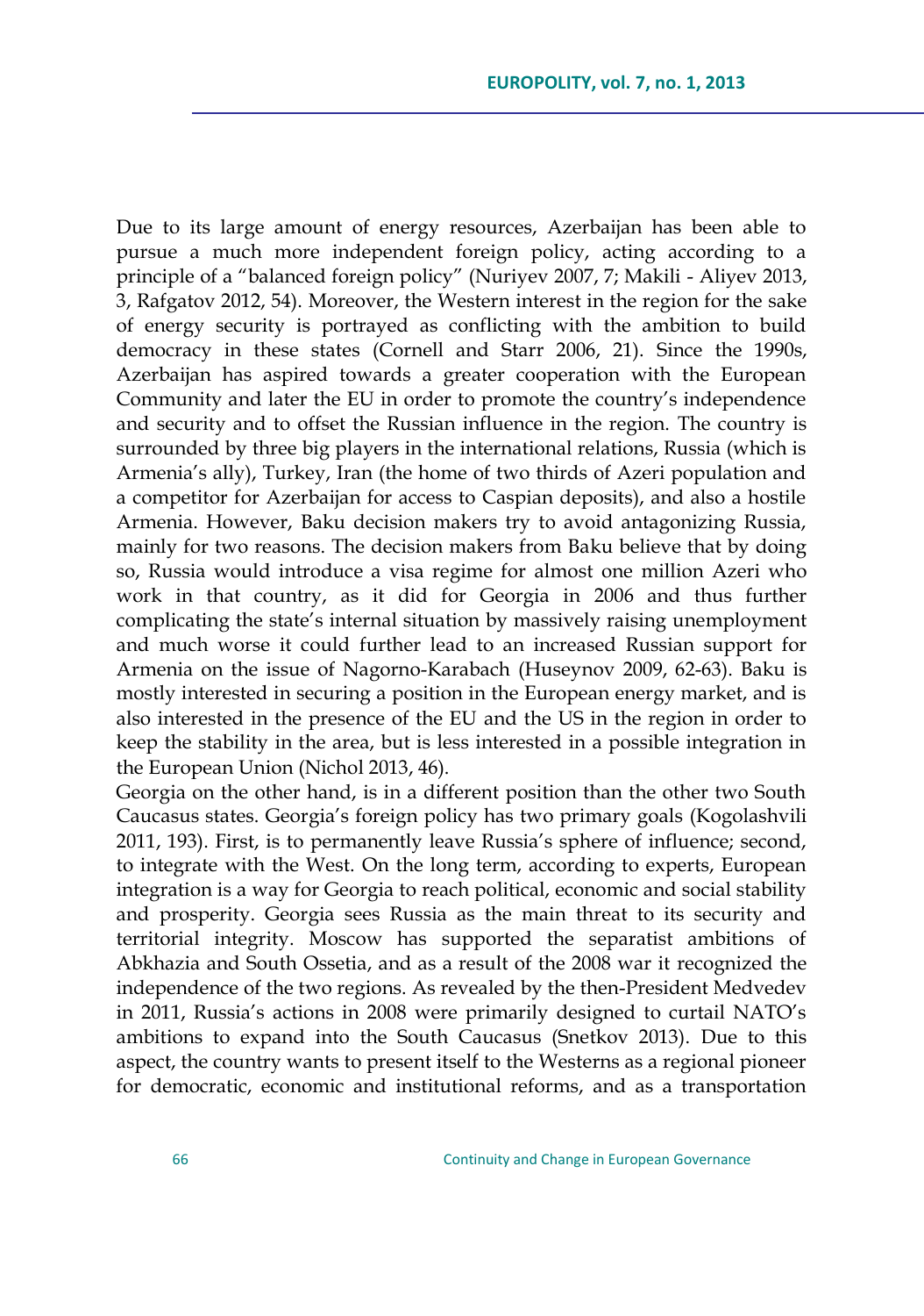Due to its large amount of energy resources, Azerbaijan has been able to pursue a much more independent foreign policy, acting according to a principle of a "balanced foreign policy" (Nuriyev 2007, 7; Makili - Aliyev 2013, 3, Rafgatov 2012, 54). Moreover, the Western interest in the region for the sake of energy security is portrayed as conflicting with the ambition to build democracy in these states (Cornell and Starr 2006, 21). Since the 1990s, Azerbaijan has aspired towards a greater cooperation with the European Community and later the EU in order to promote the country's independence and security and to offset the Russian influence in the region. The country is surrounded by three big players in the international relations, Russia (which is Armenia's ally), Turkey, Iran (the home of two thirds of Azeri population and a competitor for Azerbaijan for access to Caspian deposits), and also a hostile Armenia. However, Baku decision makers try to avoid antagonizing Russia, mainly for two reasons. The decision makers from Baku believe that by doing so, Russia would introduce a visa regime for almost one million Azeri who work in that country, as it did for Georgia in 2006 and thus further complicating the state's internal situation by massively raising unemployment and much worse it could further lead to an increased Russian support for Armenia on the issue of Nagorno-Karabach (Huseynov 2009, 62-63). Baku is mostly interested in securing a position in the European energy market, and is also interested in the presence of the EU and the US in the region in order to keep the stability in the area, but is less interested in a possible integration in the European Union (Nichol 2013, 46).

Georgia on the other hand, is in a different position than the other two South Caucasus states. Georgia's foreign policy has two primary goals (Kogolashvili 2011, 193). First, is to permanently leave Russia's sphere of influence; second, to integrate with the West. On the long term, according to experts, European integration is a way for Georgia to reach political, economic and social stability and prosperity. Georgia sees Russia as the main threat to its security and territorial integrity. Moscow has supported the separatist ambitions of Abkhazia and South Ossetia, and as a result of the 2008 war it recognized the independence of the two regions. As revealed by the then-President Medvedev in 2011, Russia's actions in 2008 were primarily designed to curtail NATO's ambitions to expand into the South Caucasus (Snetkov 2013). Due to this aspect, the country wants to present itself to the Westerns as a regional pioneer for democratic, economic and institutional reforms, and as a transportation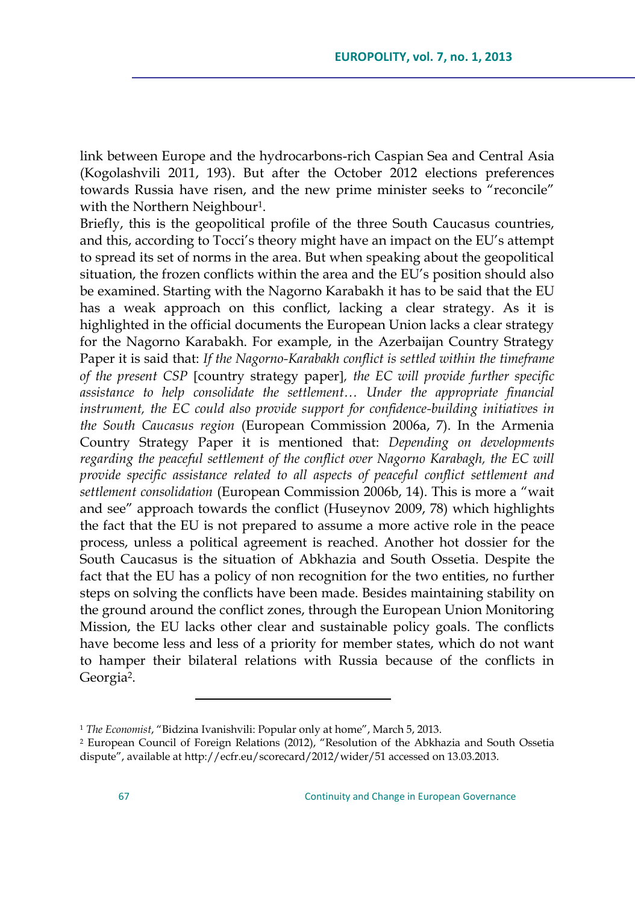link between Europe and the hydrocarbons-rich Caspian Sea and Central Asia (Kogolashvili 2011, 193). But after the October 2012 elections preferences towards Russia have risen, and the new prime minister seeks to "reconcile" with the Northern Neighbour[1].

Briefly, this is the geopolitical profile of the three South Caucasus countries, and this, according to Tocci's theory might have an impact on the EU's attempt to spread its set of norms in the area. But when speaking about the geopolitical situation, the frozen conflicts within the area and the EU's position should also be examined. Starting with the Nagorno Karabakh it has to be said that the EU has a weak approach on this conflict, lacking a clear strategy. As it is highlighted in the official documents the European Union lacks a clear strategy for the Nagorno Karabakh. For example, in the Azerbaijan Country Strategy Paper it is said that: *If the Nagorno-Karabakh conflict is settled within the timeframe of the present CSP* [country strategy paper]*, the EC will provide further specific assistance to help consolidate the settlement… Under the appropriate financial instrument, the EC could also provide support for confidence-building initiatives in the South Caucasus region* (European Commission 2006a, 7). In the Armenia Country Strategy Paper it is mentioned that: *Depending on developments regarding the peaceful settlement of the conflict over Nagorno Karabagh, the EC will provide specific assistance related to all aspects of peaceful conflict settlement and settlement consolidation* (European Commission 2006b, 14). This is more a "wait and see" approach towards the conflict (Huseynov 2009, 78) which highlights the fact that the EU is not prepared to assume a more active role in the peace process, unless a political agreement is reached. Another hot dossier for the South Caucasus is the situation of Abkhazia and South Ossetia. Despite the fact that the EU has a policy of non recognition for the two entities, no further steps on solving the conflicts have been made. Besides maintaining stability on the ground around the conflict zones, through the European Union Monitoring Mission, the EU lacks other clear and sustainable policy goals. The conflicts have become less and less of a priority for member states, which do not want to hamper their bilateral relations with Russia because of the conflicts in Georgia[2].

---

[1] *The Economist*, "Bidzina Ivanishvili: Popular only at home", March 5, 2013.

[2] European Council of Foreign Relations (2012), "Resolution of the Abkhazia and South Ossetia dispute", available at http://ecfr.eu/scorecard/2012/wider/51 accessed on 13.03.2013.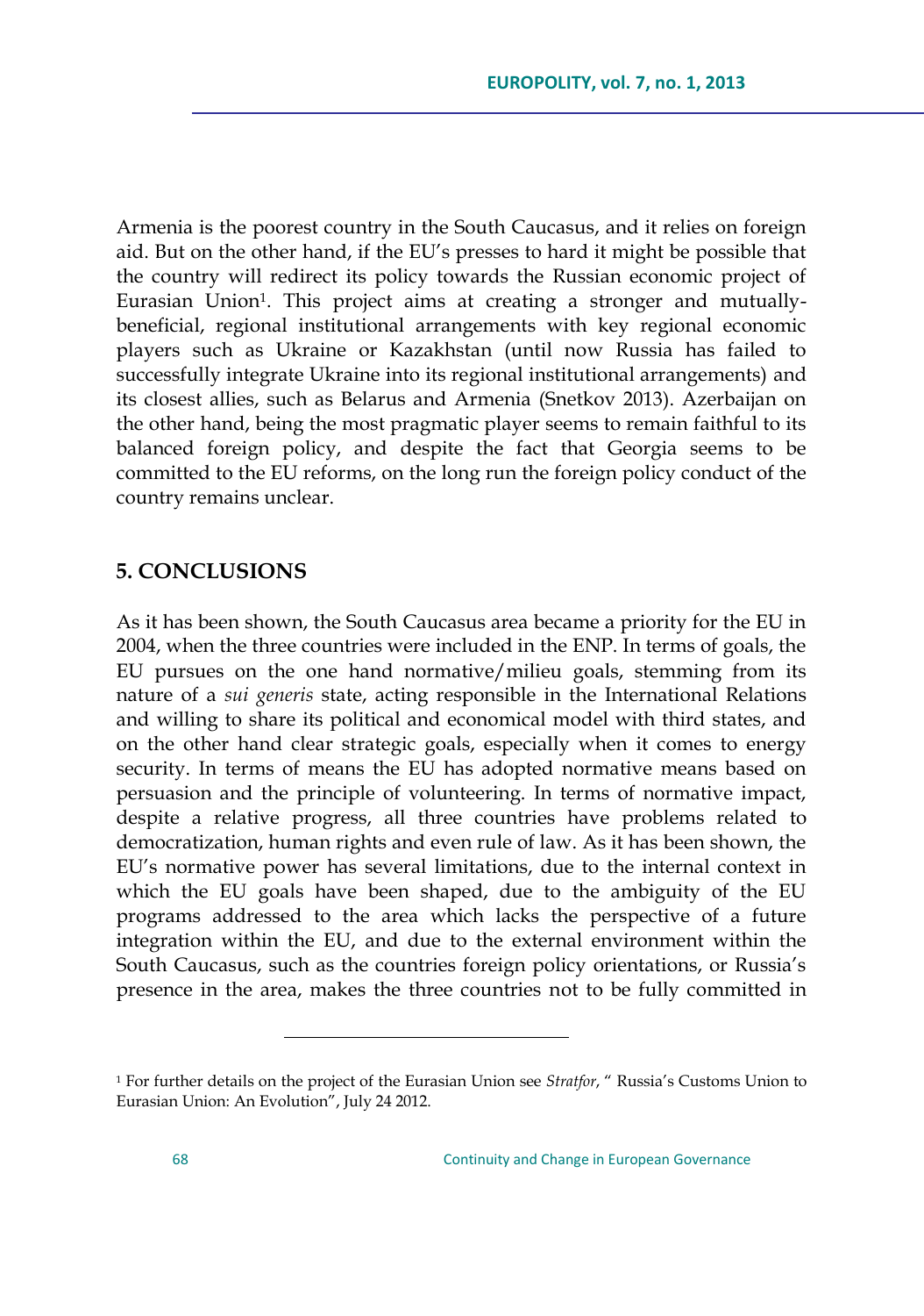Armenia is the poorest country in the South Caucasus, and it relies on foreign aid. But on the other hand, if the EU's presses to hard it might be possible that the country will redirect its policy towards the Russian economic project of Eurasian Union[1]. This project aims at creating a stronger and mutually-beneficial, regional institutional arrangements with key regional economic players such as Ukraine or Kazakhstan (until now Russia has failed to successfully integrate Ukraine into its regional institutional arrangements) and its closest allies, such as Belarus and Armenia (Snetkov 2013). Azerbaijan on the other hand, being the most pragmatic player seems to remain faithful to its balanced foreign policy, and despite the fact that Georgia seems to be committed to the EU reforms, on the long run the foreign policy conduct of the country remains unclear.

## 5. CONCLUSIONS

As it has been shown, the South Caucasus area became a priority for the EU in 2004, when the three countries were included in the ENP. In terms of goals, the EU pursues on the one hand normative/milieu goals, stemming from its nature of a *sui generis* state, acting responsible in the International Relations and willing to share its political and economical model with third states, and on the other hand clear strategic goals, especially when it comes to energy security. In terms of means the EU has adopted normative means based on persuasion and the principle of volunteering. In terms of normative impact, despite a relative progress, all three countries have problems related to democratization, human rights and even rule of law. As it has been shown, the EU's normative power has several limitations, due to the internal context in which the EU goals have been shaped, due to the ambiguity of the EU programs addressed to the area which lacks the perspective of a future integration within the EU, and due to the external environment within the South Caucasus, such as the countries foreign policy orientations, or Russia's presence in the area, makes the three countries not to be fully committed in

[1] For further details on the project of the Eurasian Union see *Stratfor*, " Russia's Customs Union to Eurasian Union: An Evolution", July 24 2012.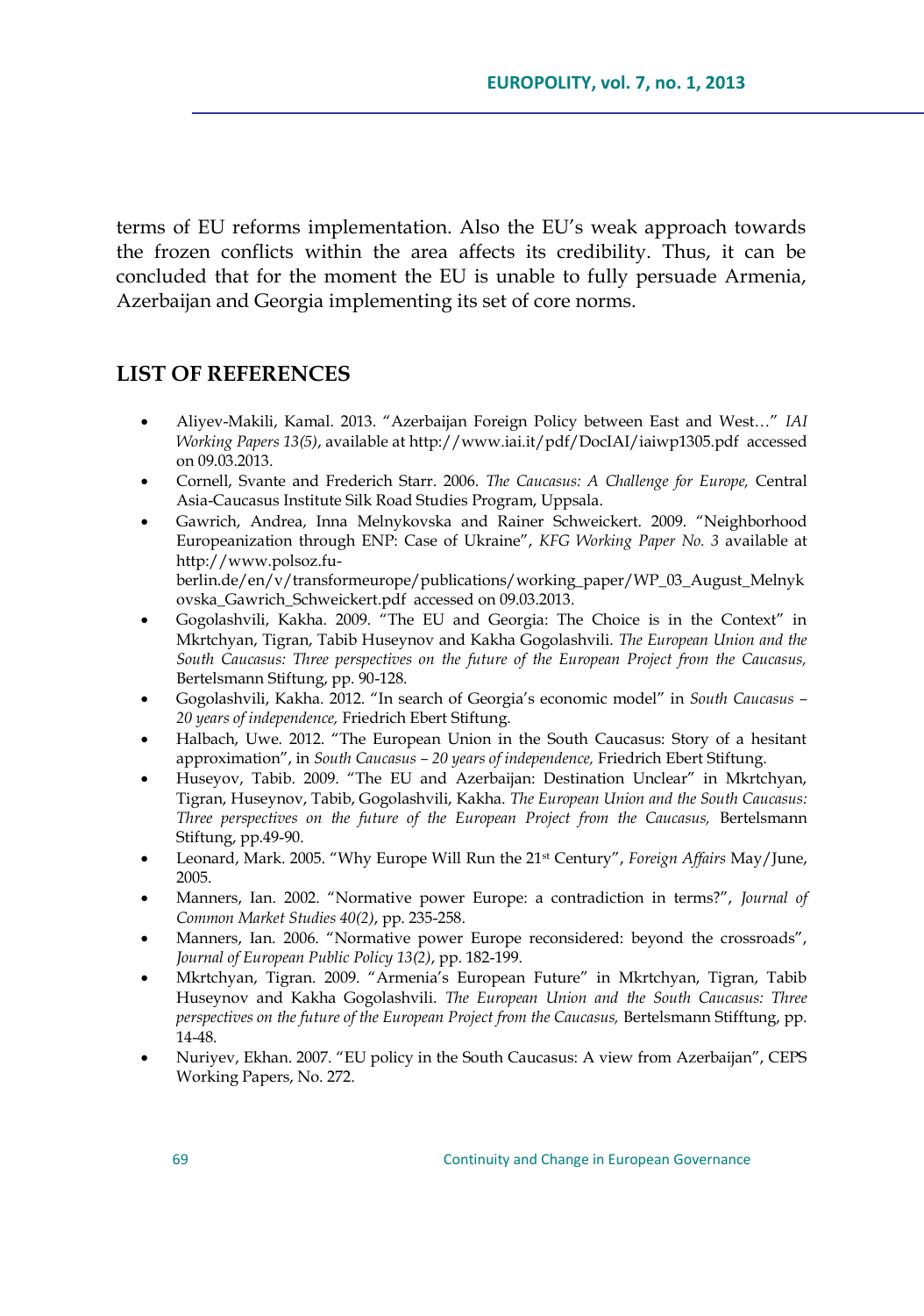terms of EU reforms implementation. Also the EU's weak approach towards the frozen conflicts within the area affects its credibility. Thus, it can be concluded that for the moment the EU is unable to fully persuade Armenia, Azerbaijan and Georgia implementing its set of core norms.

## LIST OF REFERENCES

- Aliyev-Makili, Kamal. 2013. "Azerbaijan Foreign Policy between East and West…" *IAI Working Papers 13(5)*, available at http://www.iai.it/pdf/DocIAI/iaiwp1305.pdf accessed on 09.03.2013.
- Cornell, Svante and Frederich Starr. 2006. *The Caucasus: A Challenge for Europe,* Central Asia-Caucasus Institute Silk Road Studies Program, Uppsala.
- Gawrich, Andrea, Inna Melnykovska and Rainer Schweickert. 2009. "Neighborhood Europeanization through ENP: Case of Ukraine", *KFG Working Paper No. 3* available at http://www.polsoz.fu-berlin.de/en/v/transformeurope/publications/working_paper/WP_03_August_Melnykovska_Gawrich_Schweickert.pdf accessed on 09.03.2013.
- Gogolashvili, Kakha. 2009. "The EU and Georgia: The Choice is in the Context" in Mkrtchyan, Tigran, Tabib Huseynov and Kakha Gogolashvili. *The European Union and the South Caucasus: Three perspectives on the future of the European Project from the Caucasus,* Bertelsmann Stiftung, pp. 90-128.
- Gogolashvili, Kakha. 2012. "In search of Georgia's economic model" in *South Caucasus – 20 years of independence,* Friedrich Ebert Stiftung.
- Halbach, Uwe. 2012. "The European Union in the South Caucasus: Story of a hesitant approximation", in *South Caucasus – 20 years of independence,* Friedrich Ebert Stiftung.
- Huseyov, Tabib. 2009. "The EU and Azerbaijan: Destination Unclear" in Mkrtchyan, Tigran, Huseynov, Tabib, Gogolashvili, Kakha. *The European Union and the South Caucasus: Three perspectives on the future of the European Project from the Caucasus,* Bertelsmann Stiftung, pp.49-90.
- Leonard, Mark. 2005. "Why Europe Will Run the 21st Century", *Foreign Affairs* May/June, 2005.
- Manners, Ian. 2002. "Normative power Europe: a contradiction in terms?", *Journal of Common Market Studies 40(2)*, pp. 235-258.
- Manners, Ian. 2006. "Normative power Europe reconsidered: beyond the crossroads", *Journal of European Public Policy 13(2)*, pp. 182-199.
- Mkrtchyan, Tigran. 2009. "Armenia's European Future" in Mkrtchyan, Tigran, Tabib Huseynov and Kakha Gogolashvili. *The European Union and the South Caucasus: Three perspectives on the future of the European Project from the Caucasus,* Bertelsmann Stifftung, pp. 14-48.
- Nuriyev, Ekhan. 2007. "EU policy in the South Caucasus: A view from Azerbaijan", CEPS Working Papers, No. 272.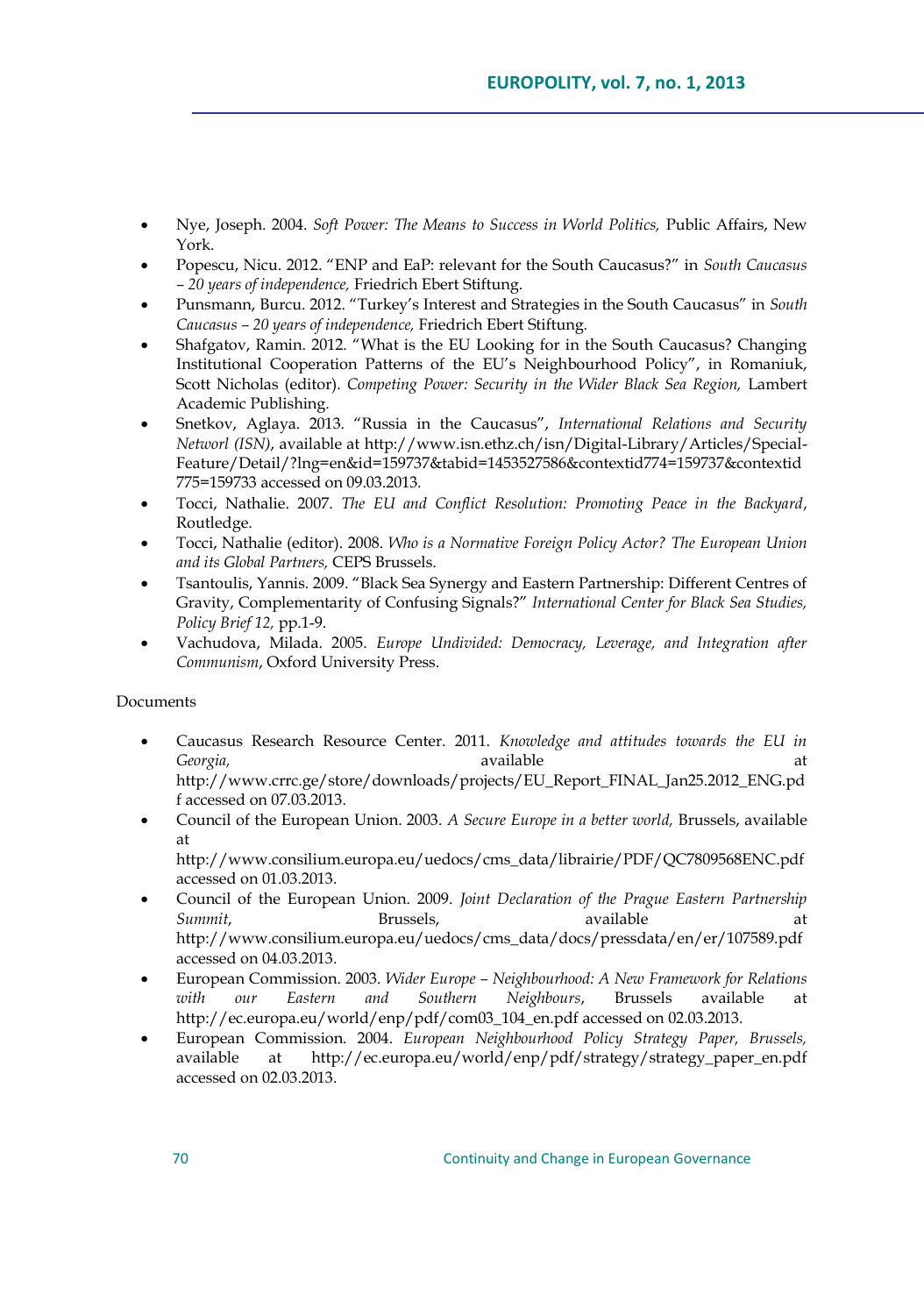- Nye, Joseph. 2004. *Soft Power: The Means to Success in World Politics,* Public Affairs, New York.
- Popescu, Nicu. 2012. "ENP and EaP: relevant for the South Caucasus?" in *South Caucasus – 20 years of independence,* Friedrich Ebert Stiftung.
- Punsmann, Burcu. 2012. "Turkey's Interest and Strategies in the South Caucasus" in *South Caucasus – 20 years of independence,* Friedrich Ebert Stiftung.
- Shafgatov, Ramin. 2012. "What is the EU Looking for in the South Caucasus? Changing Institutional Cooperation Patterns of the EU's Neighbourhood Policy", in Romaniuk, Scott Nicholas (editor). *Competing Power: Security in the Wider Black Sea Region,* Lambert Academic Publishing.
- Snetkov, Aglaya. 2013. "Russia in the Caucasus", *International Relations and Security Networl (ISN)*, available at http://www.isn.ethz.ch/isn/Digital-Library/Articles/Special-Feature/Detail/?lng=en&id=159737&tabid=1453527586&contextid774=159737&contextid775=159733 accessed on 09.03.2013.
- Tocci, Nathalie. 2007. *The EU and Conflict Resolution: Promoting Peace in the Backyard*, Routledge.
- Tocci, Nathalie (editor). 2008. *Who is a Normative Foreign Policy Actor? The European Union and its Global Partners,* CEPS Brussels.
- Tsantoulis, Yannis. 2009. "Black Sea Synergy and Eastern Partnership: Different Centres of Gravity, Complementarity of Confusing Signals?" *International Center for Black Sea Studies, Policy Brief 12,* pp.1-9.
- Vachudova, Milada. 2005. *Europe Undivided: Democracy, Leverage, and Integration after Communism*, Oxford University Press.

Documents

- Caucasus Research Resource Center. 2011. *Knowledge and attitudes towards the EU in Georgia,* available at http://www.crrc.ge/store/downloads/projects/EU_Report_FINAL_Jan25.2012_ENG.pdf accessed on 07.03.2013.
- Council of the European Union. 2003. *A Secure Europe in a better world,* Brussels, available at http://www.consilium.europa.eu/uedocs/cms_data/librairie/PDF/QC7809568ENC.pdf accessed on 01.03.2013.
- Council of the European Union. 2009. *Joint Declaration of the Prague Eastern Partnership Summit*, Brussels, available at http://www.consilium.europa.eu/uedocs/cms_data/docs/pressdata/en/er/107589.pdf accessed on 04.03.2013.
- European Commission. 2003. *Wider Europe – Neighbourhood: A New Framework for Relations with our Eastern and Southern Neighbours*, Brussels available at http://ec.europa.eu/world/enp/pdf/com03_104_en.pdf accessed on 02.03.2013.
- European Commission. 2004. *European Neighbourhood Policy Strategy Paper, Brussels,* available at http://ec.europa.eu/world/enp/pdf/strategy/strategy_paper_en.pdf accessed on 02.03.2013.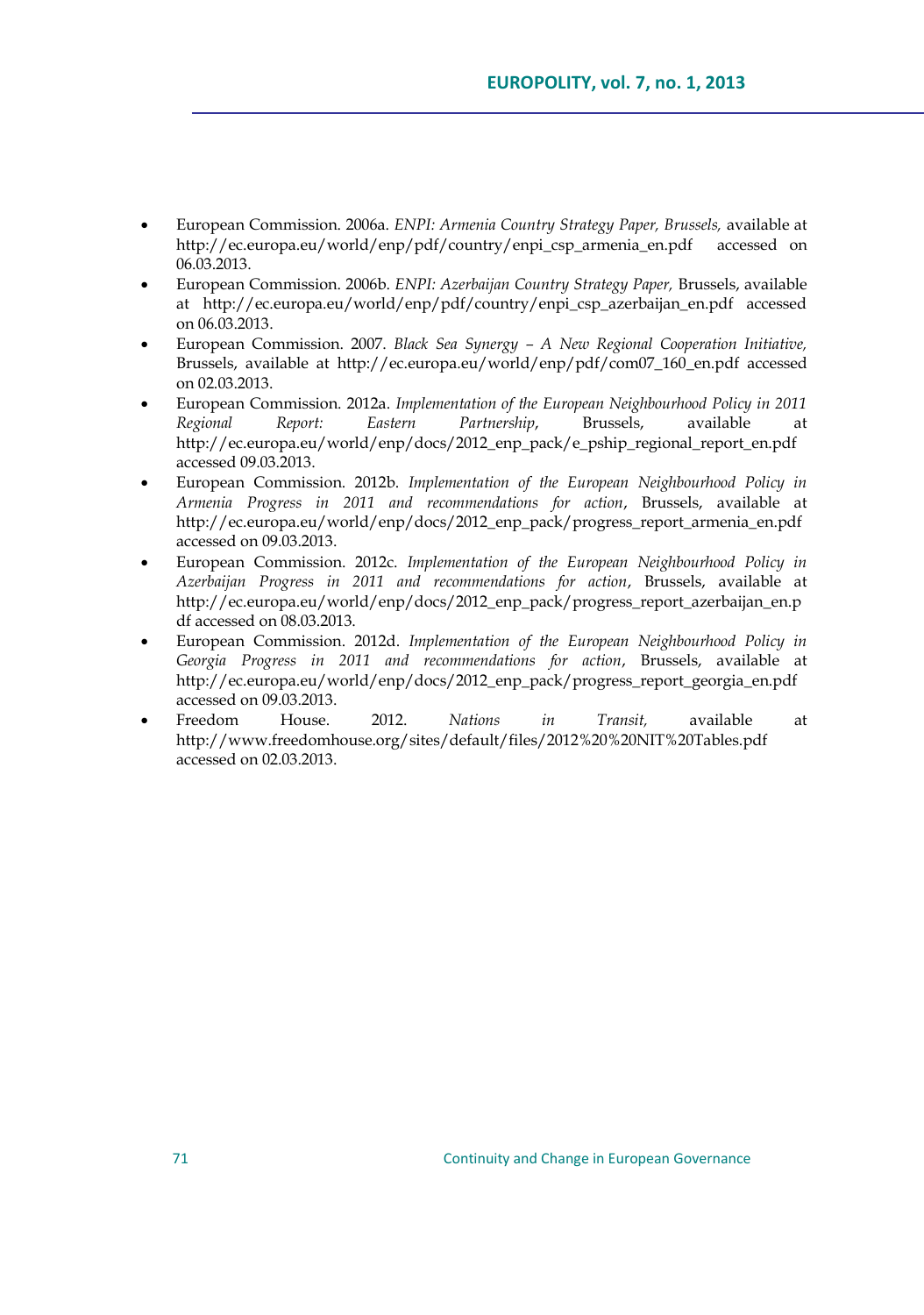- European Commission. 2006a. *ENPI: Armenia Country Strategy Paper, Brussels,* available at http://ec.europa.eu/world/enp/pdf/country/enpi_csp_armenia_en.pdf accessed on 06.03.2013.
- European Commission. 2006b. *ENPI: Azerbaijan Country Strategy Paper,* Brussels, available at http://ec.europa.eu/world/enp/pdf/country/enpi_csp_azerbaijan_en.pdf accessed on 06.03.2013.
- European Commission. 2007. *Black Sea Synergy – A New Regional Cooperation Initiative,* Brussels, available at http://ec.europa.eu/world/enp/pdf/com07_160_en.pdf accessed on 02.03.2013.
- European Commission. 2012a. *Implementation of the European Neighbourhood Policy in 2011 Regional Report: Eastern Partnership*, Brussels, available at http://ec.europa.eu/world/enp/docs/2012_enp_pack/e_pship_regional_report_en.pdf accessed 09.03.2013.
- European Commission. 2012b. *Implementation of the European Neighbourhood Policy in Armenia Progress in 2011 and recommendations for action*, Brussels, available at http://ec.europa.eu/world/enp/docs/2012_enp_pack/progress_report_armenia_en.pdf accessed on 09.03.2013.
- European Commission. 2012c. *Implementation of the European Neighbourhood Policy in Azerbaijan Progress in 2011 and recommendations for action*, Brussels, available at http://ec.europa.eu/world/enp/docs/2012_enp_pack/progress_report_azerbaijan_en.pdf accessed on 08.03.2013.
- European Commission. 2012d. *Implementation of the European Neighbourhood Policy in Georgia Progress in 2011 and recommendations for action*, Brussels, available at http://ec.europa.eu/world/enp/docs/2012_enp_pack/progress_report_georgia_en.pdf accessed on 09.03.2013.
- Freedom House. 2012. *Nations in Transit,* available at http://www.freedomhouse.org/sites/default/files/2012%20%20NIT%20Tables.pdf accessed on 02.03.2013.